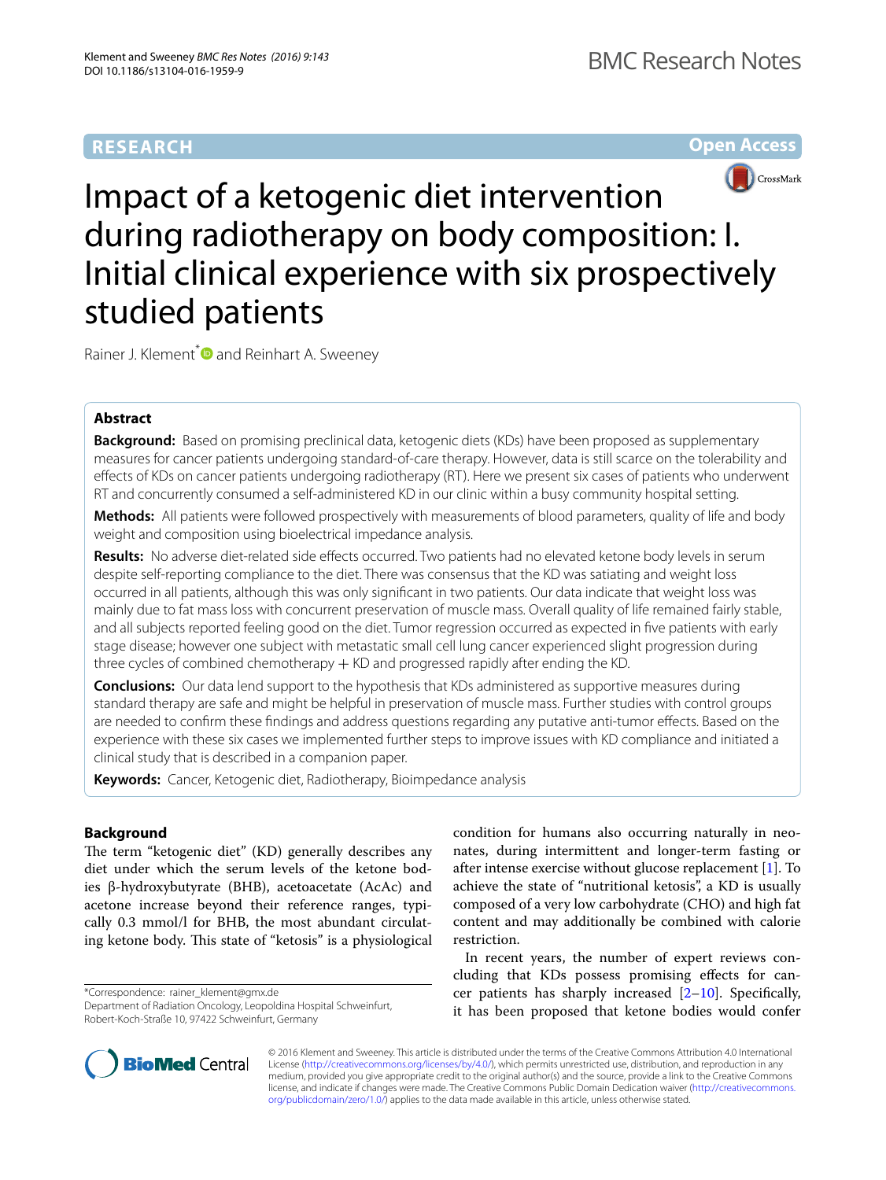RESEARCH

Open Access

# Impact of a ketogenic diet intervention during radiotherapy on body composition: I. Initial clinical experience with six prospectively studied patients

Rainer J. Klement* and Reinhart A. Sweeney

## Abstract

**Background:** Based on promising preclinical data, ketogenic diets (KDs) have been proposed as supplementary measures for cancer patients undergoing standard-of-care therapy. However, data is still scarce on the tolerability and effects of KDs on cancer patients undergoing radiotherapy (RT). Here we present six cases of patients who underwent RT and concurrently consumed a self-administered KD in our clinic within a busy community hospital setting.

**Methods:** All patients were followed prospectively with measurements of blood parameters, quality of life and body weight and composition using bioelectrical impedance analysis.

**Results:** No adverse diet-related side effects occurred. Two patients had no elevated ketone body levels in serum despite self-reporting compliance to the diet. There was consensus that the KD was satiating and weight loss occurred in all patients, although this was only significant in two patients. Our data indicate that weight loss was mainly due to fat mass loss with concurrent preservation of muscle mass. Overall quality of life remained fairly stable, and all subjects reported feeling good on the diet. Tumor regression occurred as expected in five patients with early stage disease; however one subject with metastatic small cell lung cancer experienced slight progression during three cycles of combined chemotherapy + KD and progressed rapidly after ending the KD.

**Conclusions:** Our data lend support to the hypothesis that KDs administered as supportive measures during standard therapy are safe and might be helpful in preservation of muscle mass. Further studies with control groups are needed to confirm these findings and address questions regarding any putative anti-tumor effects. Based on the experience with these six cases we implemented further steps to improve issues with KD compliance and initiated a clinical study that is described in a companion paper.

**Keywords:** Cancer, Ketogenic diet, Radiotherapy, Bioimpedance analysis

## Background

The term "ketogenic diet" (KD) generally describes any diet under which the serum levels of the ketone bodies β-hydroxybutyrate (BHB), acetoacetate (AcAc) and acetone increase beyond their reference ranges, typically 0.3 mmol/l for BHB, the most abundant circulating ketone body. This state of "ketosis" is a physiological condition for humans also occurring naturally in neonates, during intermittent and longer-term fasting or after intense exercise without glucose replacement [1]. To achieve the state of "nutritional ketosis", a KD is usually composed of a very low carbohydrate (CHO) and high fat content and may additionally be combined with calorie restriction.

In recent years, the number of expert reviews concluding that KDs possess promising effects for cancer patients has sharply increased [2–10]. Specifically, it has been proposed that ketone bodies would confer

*Correspondence: rainer_klement@gmx.de
Department of Radiation Oncology, Leopoldina Hospital Schweinfurt, Robert-Koch-Straße 10, 97422 Schweinfurt, Germany

© 2016 Klement and Sweeney. This article is distributed under the terms of the Creative Commons Attribution 4.0 International License (http://creativecommons.org/licenses/by/4.0/), which permits unrestricted use, distribution, and reproduction in any medium, provided you give appropriate credit to the original author(s) and the source, provide a link to the Creative Commons license, and indicate if changes were made. The Creative Commons Public Domain Dedication waiver (http://creativecommons.org/publicdomain/zero/1.0/) applies to the data made available in this article, unless otherwise stated.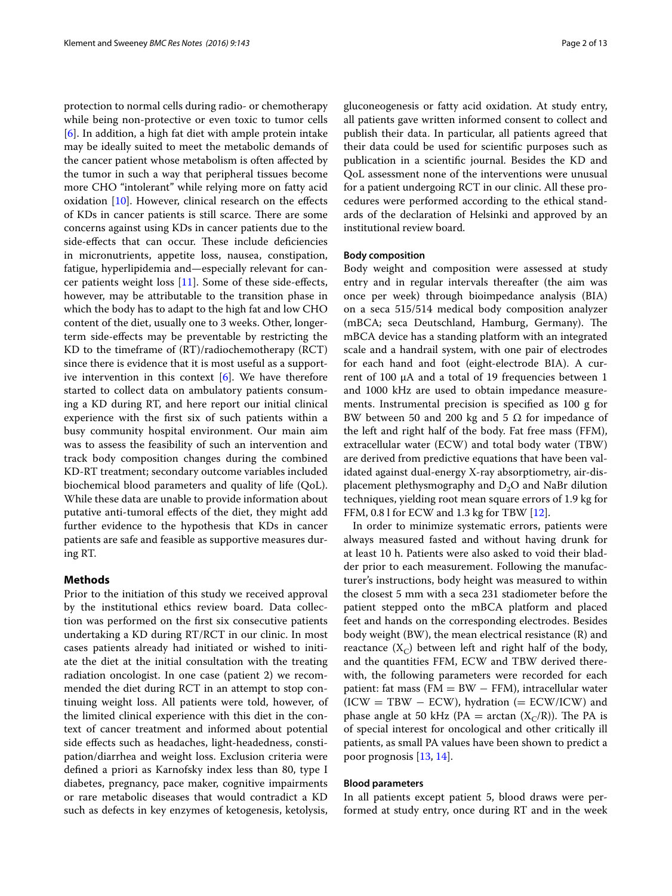protection to normal cells during radio- or chemotherapy while being non-protective or even toxic to tumor cells [6]. In addition, a high fat diet with ample protein intake may be ideally suited to meet the metabolic demands of the cancer patient whose metabolism is often affected by the tumor in such a way that peripheral tissues become more CHO "intolerant" while relying more on fatty acid oxidation [10]. However, clinical research on the effects of KDs in cancer patients is still scarce. There are some concerns against using KDs in cancer patients due to the side-effects that can occur. These include deficiencies in micronutrients, appetite loss, nausea, constipation, fatigue, hyperlipidemia and—especially relevant for cancer patients weight loss [11]. Some of these side-effects, however, may be attributable to the transition phase in which the body has to adapt to the high fat and low CHO content of the diet, usually one to 3 weeks. Other, longer-term side-effects may be preventable by restricting the KD to the timeframe of (RT)/radiochemotherapy (RCT) since there is evidence that it is most useful as a supportive intervention in this context [6]. We have therefore started to collect data on ambulatory patients consuming a KD during RT, and here report our initial clinical experience with the first six of such patients within a busy community hospital environment. Our main aim was to assess the feasibility of such an intervention and track body composition changes during the combined KD-RT treatment; secondary outcome variables included biochemical blood parameters and quality of life (QoL). While these data are unable to provide information about putative anti-tumoral effects of the diet, they might add further evidence to the hypothesis that KDs in cancer patients are safe and feasible as supportive measures during RT.

## Methods

Prior to the initiation of this study we received approval by the institutional ethics review board. Data collection was performed on the first six consecutive patients undertaking a KD during RT/RCT in our clinic. In most cases patients already had initiated or wished to initiate the diet at the initial consultation with the treating radiation oncologist. In one case (patient 2) we recommended the diet during RCT in an attempt to stop continuing weight loss. All patients were told, however, of the limited clinical experience with this diet in the context of cancer treatment and informed about potential side effects such as headaches, light-headedness, constipation/diarrhea and weight loss. Exclusion criteria were defined a priori as Karnofsky index less than 80, type I diabetes, pregnancy, pace maker, cognitive impairments or rare metabolic diseases that would contradict a KD such as defects in key enzymes of ketogenesis, ketolysis, gluconeogenesis or fatty acid oxidation. At study entry, all patients gave written informed consent to collect and publish their data. In particular, all patients agreed that their data could be used for scientific purposes such as publication in a scientific journal. Besides the KD and QoL assessment none of the interventions were unusual for a patient undergoing RCT in our clinic. All these procedures were performed according to the ethical standards of the declaration of Helsinki and approved by an institutional review board.

### Body composition

Body weight and composition were assessed at study entry and in regular intervals thereafter (the aim was once per week) through bioimpedance analysis (BIA) on a seca 515/514 medical body composition analyzer (mBCA; seca Deutschland, Hamburg, Germany). The mBCA device has a standing platform with an integrated scale and a handrail system, with one pair of electrodes for each hand and foot (eight-electrode BIA). A current of 100 μA and a total of 19 frequencies between 1 and 1000 kHz are used to obtain impedance measurements. Instrumental precision is specified as 100 g for BW between 50 and 200 kg and 5 Ω for impedance of the left and right half of the body. Fat free mass (FFM), extracellular water (ECW) and total body water (TBW) are derived from predictive equations that have been validated against dual-energy X-ray absorptiometry, air-displacement plethysmography and $D_2O$ and NaBr dilution techniques, yielding root mean square errors of 1.9 kg for FFM, 0.8 l for ECW and 1.3 kg for TBW [12].

In order to minimize systematic errors, patients were always measured fasted and without having drunk for at least 10 h. Patients were also asked to void their bladder prior to each measurement. Following the manufacturer's instructions, body height was measured to within the closest 5 mm with a seca 231 stadiometer before the patient stepped onto the mBCA platform and placed feet and hands on the corresponding electrodes. Besides body weight (BW), the mean electrical resistance (R) and reactance ($X_C$) between left and right half of the body, and the quantities FFM, ECW and TBW derived therewith, the following parameters were recorded for each patient: fat mass ($FM = BW - FFM$), intracellular water ($ICW = TBW - ECW$), hydration ($= ECW/ICW$) and phase angle at 50 kHz ($PA = \arctan(X_C/R)$). The PA is of special interest for oncological and other critically ill patients, as small PA values have been shown to predict a poor prognosis [13, 14].

### Blood parameters

In all patients except patient 5, blood draws were performed at study entry, once during RT and in the week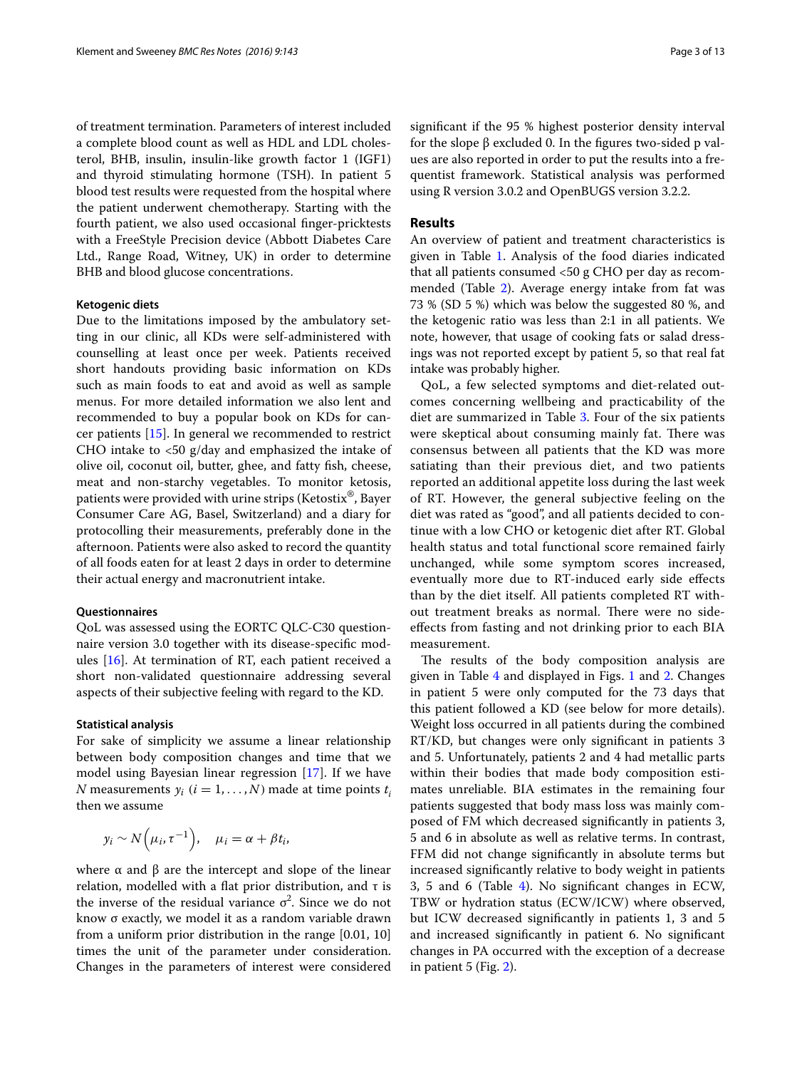of treatment termination. Parameters of interest included a complete blood count as well as HDL and LDL cholesterol, BHB, insulin, insulin-like growth factor 1 (IGF1) and thyroid stimulating hormone (TSH). In patient 5 blood test results were requested from the hospital where the patient underwent chemotherapy. Starting with the fourth patient, we also used occasional finger-pricktests with a FreeStyle Precision device (Abbott Diabetes Care Ltd., Range Road, Witney, UK) in order to determine BHB and blood glucose concentrations.

#### Ketogenic diets

Due to the limitations imposed by the ambulatory setting in our clinic, all KDs were self-administered with counselling at least once per week. Patients received short handouts providing basic information on KDs such as main foods to eat and avoid as well as sample menus. For more detailed information we also lent and recommended to buy a popular book on KDs for cancer patients [15]. In general we recommended to restrict CHO intake to <50 g/day and emphasized the intake of olive oil, coconut oil, butter, ghee, and fatty fish, cheese, meat and non-starchy vegetables. To monitor ketosis, patients were provided with urine strips (Ketostix®, Bayer Consumer Care AG, Basel, Switzerland) and a diary for protocolling their measurements, preferably done in the afternoon. Patients were also asked to record the quantity of all foods eaten for at least 2 days in order to determine their actual energy and macronutrient intake.

#### Questionnaires

QoL was assessed using the EORTC QLC-C30 questionnaire version 3.0 together with its disease-specific modules [16]. At termination of RT, each patient received a short non-validated questionnaire addressing several aspects of their subjective feeling with regard to the KD.

#### Statistical analysis

For sake of simplicity we assume a linear relationship between body composition changes and time that we model using Bayesian linear regression [17]. If we have $N$ measurements $y_i$ ($i = 1, \ldots, N$) made at time points $t_i$ then we assume

$$y_i \sim N\left(\mu_i, \tau^{-1}\right), \quad \mu_i = \alpha + \beta t_i,$$

where α and β are the intercept and slope of the linear relation, modelled with a flat prior distribution, and τ is the inverse of the residual variance $\sigma^2$. Since we do not know σ exactly, we model it as a random variable drawn from a uniform prior distribution in the range [0.01, 10] times the unit of the parameter under consideration. Changes in the parameters of interest were considered significant if the 95 % highest posterior density interval for the slope β excluded 0. In the figures two-sided p values are also reported in order to put the results into a frequentist framework. Statistical analysis was performed using R version 3.0.2 and OpenBUGS version 3.2.2.

## Results

An overview of patient and treatment characteristics is given in Table 1. Analysis of the food diaries indicated that all patients consumed <50 g CHO per day as recommended (Table 2). Average energy intake from fat was 73 % (SD 5 %) which was below the suggested 80 %, and the ketogenic ratio was less than 2:1 in all patients. We note, however, that usage of cooking fats or salad dressings was not reported except by patient 5, so that real fat intake was probably higher.

QoL, a few selected symptoms and diet-related outcomes concerning wellbeing and practicability of the diet are summarized in Table 3. Four of the six patients were skeptical about consuming mainly fat. There was consensus between all patients that the KD was more satiating than their previous diet, and two patients reported an additional appetite loss during the last week of RT. However, the general subjective feeling on the diet was rated as "good", and all patients decided to continue with a low CHO or ketogenic diet after RT. Global health status and total functional score remained fairly unchanged, while some symptom scores increased, eventually more due to RT-induced early side effects than by the diet itself. All patients completed RT without treatment breaks as normal. There were no side-effects from fasting and not drinking prior to each BIA measurement.

The results of the body composition analysis are given in Table 4 and displayed in Figs. 1 and 2. Changes in patient 5 were only computed for the 73 days that this patient followed a KD (see below for more details). Weight loss occurred in all patients during the combined RT/KD, but changes were only significant in patients 3 and 5. Unfortunately, patients 2 and 4 had metallic parts within their bodies that made body composition estimates unreliable. BIA estimates in the remaining four patients suggested that body mass loss was mainly composed of FM which decreased significantly in patients 3, 5 and 6 in absolute as well as relative terms. In contrast, FFM did not change significantly in absolute terms but increased significantly relative to body weight in patients 3, 5 and 6 (Table 4). No significant changes in ECW, TBW or hydration status (ECW/ICW) where observed, but ICW decreased significantly in patients 1, 3 and 5 and increased significantly in patient 6. No significant changes in PA occurred with the exception of a decrease in patient 5 (Fig. 2).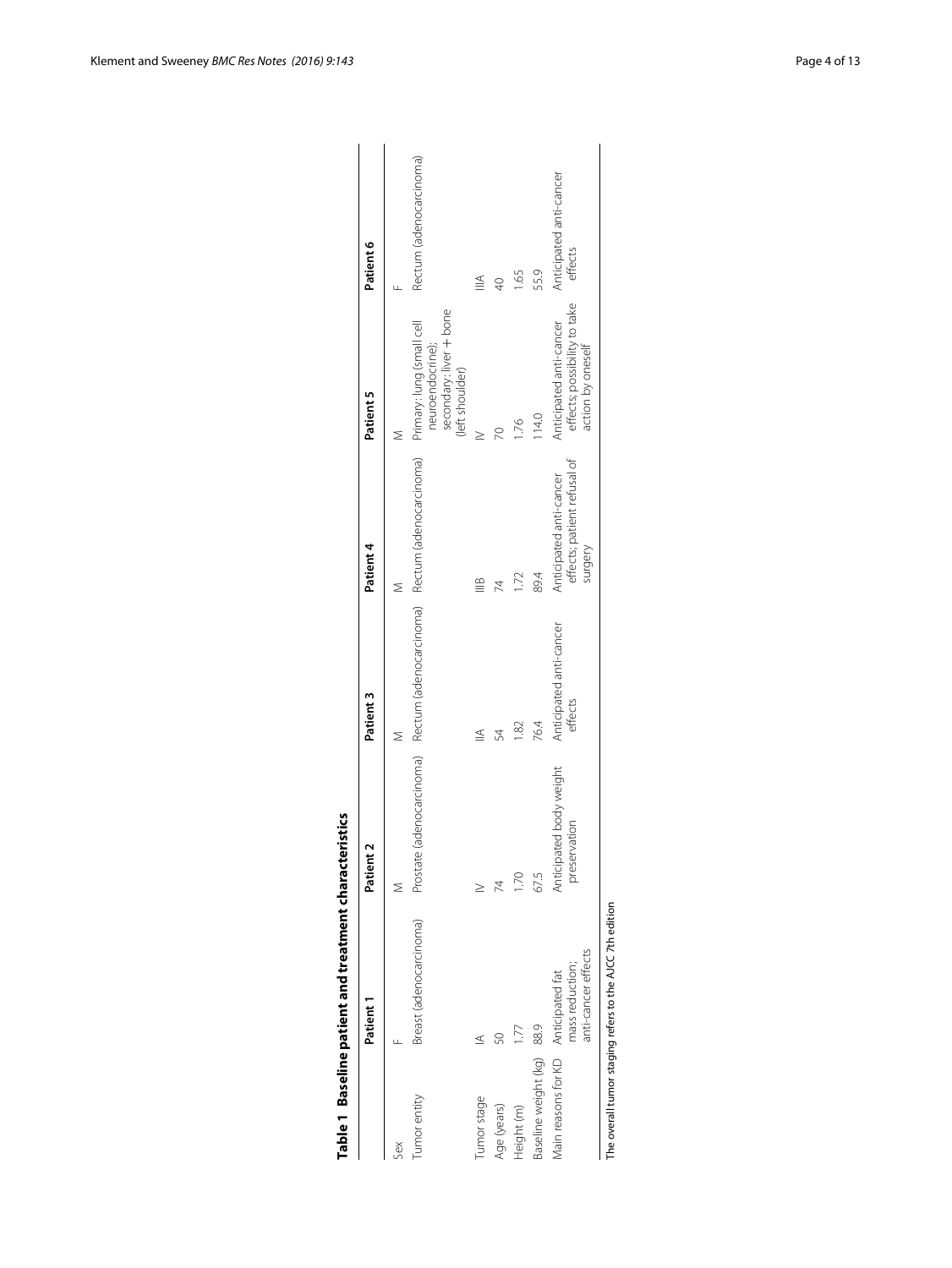**Table 1 Baseline patient and treatment characteristics**

| | Patient 1 | Patient 2 | Patient 3 | Patient 4 | Patient 5 | Patient 6 |
|---|---|---|---|---|---|---|
| Sex | F | M | M | M | M | F |
| Tumor entity | Breast (adenocarcinoma) | Prostate (adenocarcinoma) | Rectum (adenocarcinoma) | Rectum (adenocarcinoma) | Primary: lung (small cell neuroendocrine); secondary: liver + bone (left shoulder) | Rectum (adenocarcinoma) |
| Tumor stage | IA | IV | IIA | IIIB | IV | IIIA |
| Age (years) | 50 | 74 | 54 | 74 | 70 | 40 |
| Height (m) | 1.77 | 1.70 | 1.82 | 1.72 | 1.76 | 1.65 |
| Baseline weight (kg) | 88.9 | 67.5 | 76.4 | 89.4 | 114.0 | 55.9 |
| Main reasons for KD | Anticipated fat mass reduction; anti-cancer effects | Anticipated body weight preservation | Anticipated anti-cancer effects | Anticipated anti-cancer effects; patient refusal of surgery | Anticipated anti-cancer effects; possibility to take action by oneself | Anticipated anti-cancer effects |

The overall tumor staging refers to the AJCC 7th edition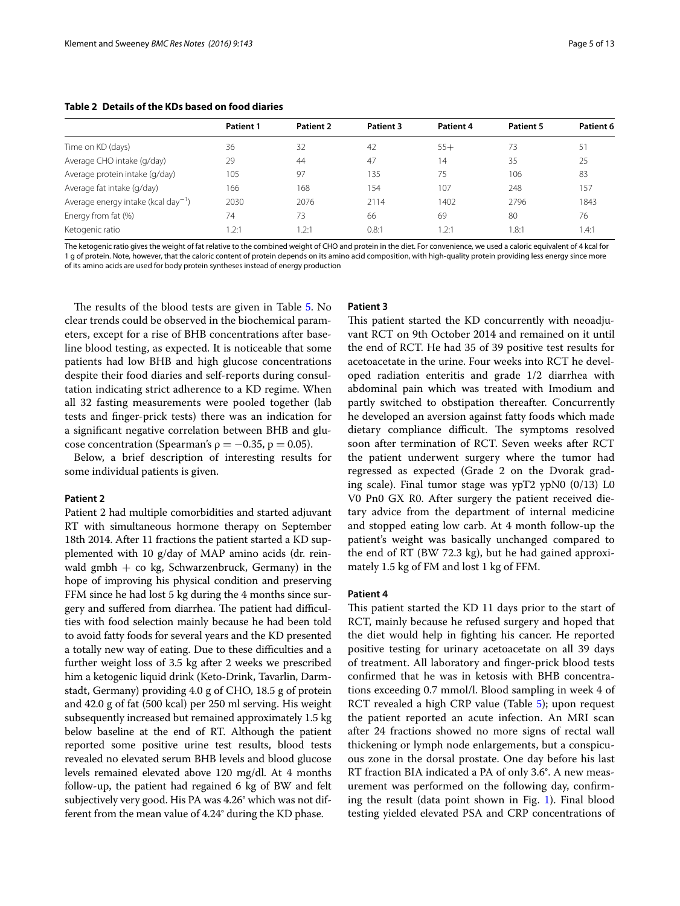**Table 2 Details of the KDs based on food diaries**

| | Patient 1 | Patient 2 | Patient 3 | Patient 4 | Patient 5 | Patient 6 |
|---|---|---|---|---|---|---|
| Time on KD (days) | 36 | 32 | 42 | 55+ | 73 | 51 |
| Average CHO intake (g/day) | 29 | 44 | 47 | 14 | 35 | 25 |
| Average protein intake (g/day) | 105 | 97 | 135 | 75 | 106 | 83 |
| Average fat intake (g/day) | 166 | 168 | 154 | 107 | 248 | 157 |
| Average energy intake (kcal $day^{-1}$) | 2030 | 2076 | 2114 | 1402 | 2796 | 1843 |
| Energy from fat (%) | 74 | 73 | 66 | 69 | 80 | 76 |
| Ketogenic ratio | 1.2:1 | 1.2:1 | 0.8:1 | 1.2:1 | 1.8:1 | 1.4:1 |

The ketogenic ratio gives the weight of fat relative to the combined weight of CHO and protein in the diet. For convenience, we used a caloric equivalent of 4 kcal for 1 g of protein. Note, however, that the caloric content of protein depends on its amino acid composition, with high-quality protein providing less energy since more of its amino acids are used for body protein syntheses instead of energy production

The results of the blood tests are given in Table 5. No clear trends could be observed in the biochemical parameters, except for a rise of BHB concentrations after baseline blood testing, as expected. It is noticeable that some patients had low BHB and high glucose concentrations despite their food diaries and self-reports during consultation indicating strict adherence to a KD regime. When all 32 fasting measurements were pooled together (lab tests and finger-prick tests) there was an indication for a significant negative correlation between BHB and glucose concentration (Spearman's $\rho = -0.35$, $p = 0.05$).

Below, a brief description of interesting results for some individual patients is given.

#### Patient 2

Patient 2 had multiple comorbidities and started adjuvant RT with simultaneous hormone therapy on September 18th 2014. After 11 fractions the patient started a KD supplemented with 10 g/day of MAP amino acids (dr. reinwald gmbh + co kg, Schwarzenbruck, Germany) in the hope of improving his physical condition and preserving FFM since he had lost 5 kg during the 4 months since surgery and suffered from diarrhea. The patient had difficulties with food selection mainly because he had been told to avoid fatty foods for several years and the KD presented a totally new way of eating. Due to these difficulties and a further weight loss of 3.5 kg after 2 weeks we prescribed him a ketogenic liquid drink (Keto-Drink, Tavarlin, Darmstadt, Germany) providing 4.0 g of CHO, 18.5 g of protein and 42.0 g of fat (500 kcal) per 250 ml serving. His weight subsequently increased but remained approximately 1.5 kg below baseline at the end of RT. Although the patient reported some positive urine test results, blood tests revealed no elevated serum BHB levels and blood glucose levels remained elevated above 120 mg/dl. At 4 months follow-up, the patient had regained 6 kg of BW and felt subjectively very good. His PA was 4.26° which was not different from the mean value of 4.24° during the KD phase.

#### Patient 3

This patient started the KD concurrently with neoadjuvant RCT on 9th October 2014 and remained on it until the end of RCT. He had 35 of 39 positive test results for acetoacetate in the urine. Four weeks into RCT he developed radiation enteritis and grade 1/2 diarrhea with abdominal pain which was treated with Imodium and partly switched to obstipation thereafter. Concurrently he developed an aversion against fatty foods which made dietary compliance difficult. The symptoms resolved soon after termination of RCT. Seven weeks after RCT the patient underwent surgery where the tumor had regressed as expected (Grade 2 on the Dvorak grading scale). Final tumor stage was ypT2 ypN0 (0/13) L0 V0 Pn0 GX R0. After surgery the patient received dietary advice from the department of internal medicine and stopped eating low carb. At 4 month follow-up the patient's weight was basically unchanged compared to the end of RT (BW 72.3 kg), but he had gained approximately 1.5 kg of FM and lost 1 kg of FFM.

#### Patient 4

This patient started the KD 11 days prior to the start of RCT, mainly because he refused surgery and hoped that the diet would help in fighting his cancer. He reported positive testing for urinary acetoacetate on all 39 days of treatment. All laboratory and finger-prick blood tests confirmed that he was in ketosis with BHB concentrations exceeding 0.7 mmol/l. Blood sampling in week 4 of RCT revealed a high CRP value (Table 5); upon request the patient reported an acute infection. An MRI scan after 24 fractions showed no more signs of rectal wall thickening or lymph node enlargements, but a conspicuous zone in the dorsal prostate. One day before his last RT fraction BIA indicated a PA of only 3.6°. A new measurement was performed on the following day, confirming the result (data point shown in Fig. 1). Final blood testing yielded elevated PSA and CRP concentrations of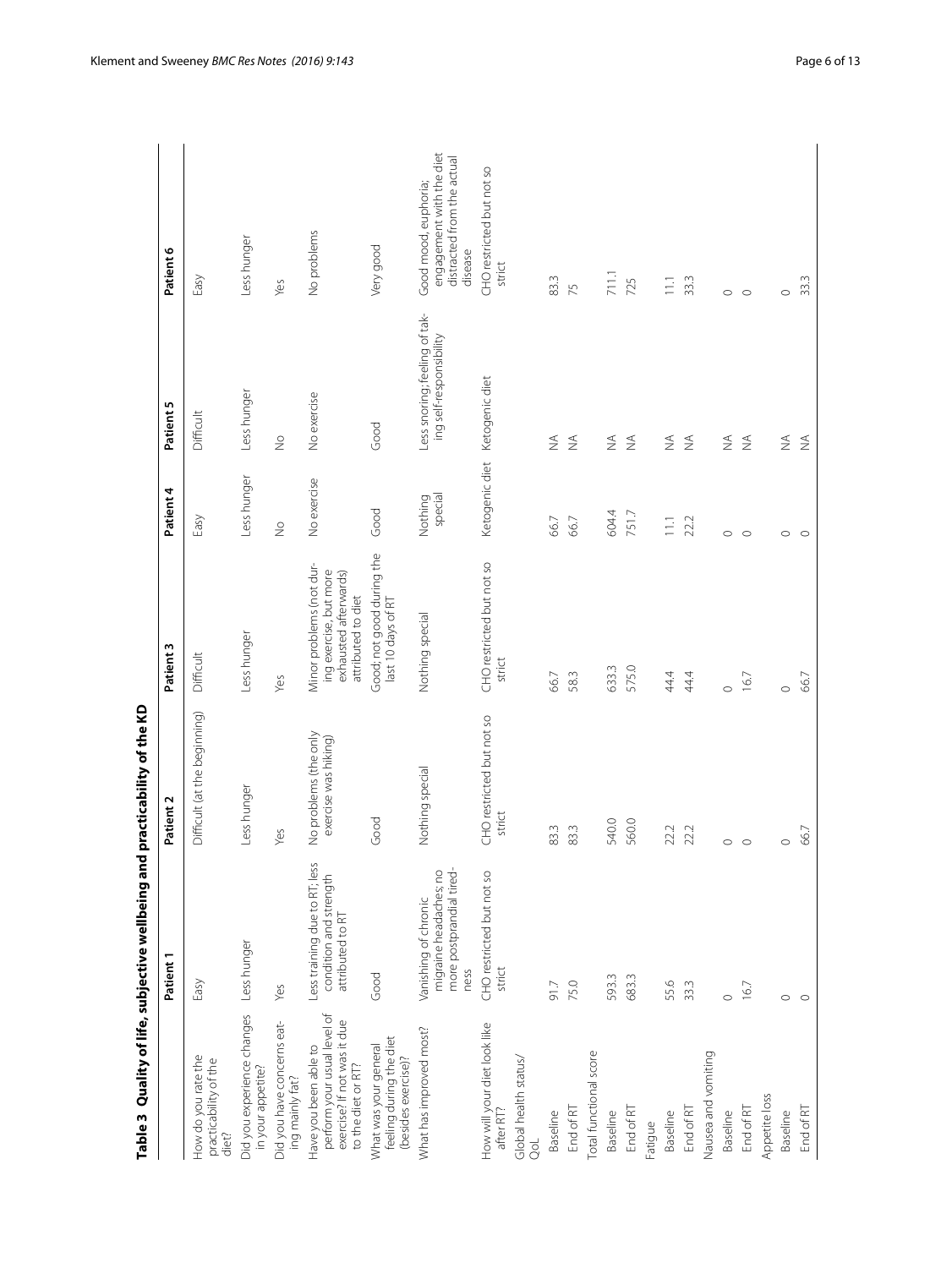**Table 3 Quality of life, subjective wellbeing and practicability of the KD**

| | Patient 1 | Patient 2 | Patient 3 | Patient 4 | Patient 5 | Patient 6 |
|---|---|---|---|---|---|---|
| How do you rate the practicability of the diet? | Easy | Difficult (at the beginning) | Difficult | Easy | Difficult | Easy |
| Did you experience changes in your appetite? | Less hunger | Less hunger | Less hunger | Less hunger | Less hunger | Less hunger |
| Did you have concerns eating mainly fat? | Yes | Yes | Yes | No | No | Yes |
| Have you been able to perform your usual level of exercise? If not was it due to the diet or RT? | Less training due to RT; less condition and strength attributed to RT | No problems (the only exercise was hiking) | Minor problems (not during exercise, but more exhausted afterwards) attributed to diet | No exercise | No exercise | No problems |
| What was your general feeling during the diet (besides exercise)? | Good | Good | Good; not good during the last 10 days of RT | Good | Good | Very good |
| What has improved most? | Vanishing of chronic migraine headaches; no more postprandial tiredness | Nothing special | Nothing special | Nothing special | Less snoring; feeling of taking self-responsibility | Good mood, euphoria; engagement with the diet distracted from the actual disease |
| How will your diet look like after RT? | CHO restricted but not so strict | CHO restricted but not so strict | CHO restricted but not so strict | Ketogenic diet | Ketogenic diet | CHO restricted but not so strict |
| Global health status/QoL | | | | | | |
| Baseline | 91.7 | 83.3 | 66.7 | 66.7 | NA | 83.3 |
| End of RT | 75.0 | 83.3 | 58.3 | 66.7 | NA | 75 |
| Total functional score | | | | | | |
| Baseline | 593.3 | 540.0 | 633.3 | 604.4 | NA | 711.1 |
| End of RT | 683.3 | 560.0 | 575.0 | 751.7 | NA | 725 |
| Fatigue | | | | | | |
| Baseline | 55.6 | 22.2 | 44.4 | 11.1 | NA | 11.1 |
| End of RT | 33.3 | 22.2 | 44.4 | 22.2 | NA | 33.3 |
| Nausea and vomiting | | | | | | |
| Baseline | 0 | 0 | 0 | 0 | NA | 0 |
| End of RT | 16.7 | 0 | 16.7 | 0 | NA | 0 |
| Appetite loss | | | | | | |
| Baseline | 0 | 0 | 0 | 0 | NA | 0 |
| End of RT | 0 | 66.7 | 66.7 | 0 | NA | 33.3 |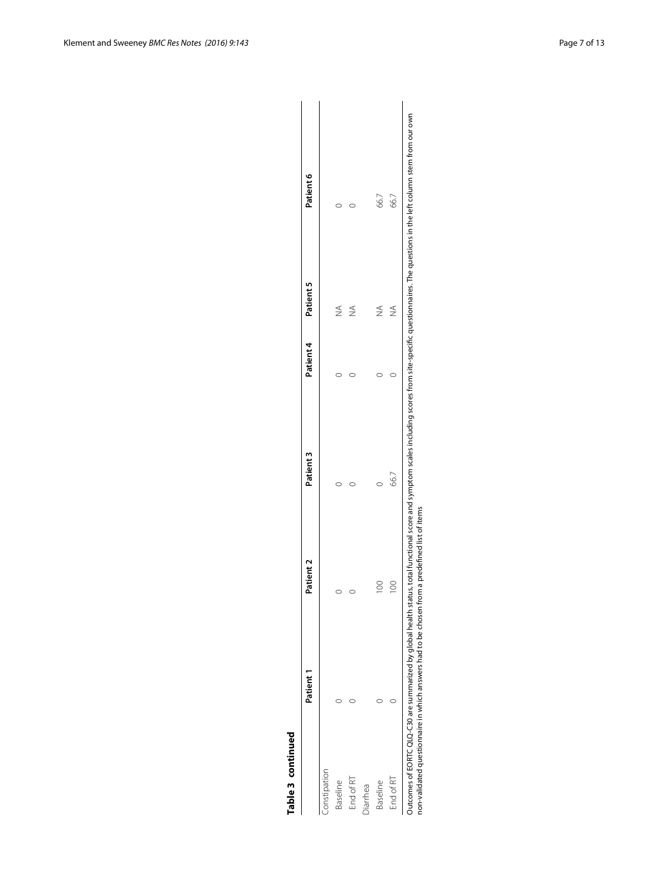**Table 3 continued**

| | Patient 1 | Patient 2 | Patient 3 | Patient 4 | Patient 5 | Patient 6 |
|---|---|---|---|---|---|---|
| Constipation | | | | | | |
| Baseline | 0 | 0 | 0 | 0 | NA | 0 |
| End of RT | 0 | 0 | 0 | 0 | NA | 0 |
| Diarrhea | | | | | | |
| Baseline | 0 | 100 | 0 | 0 | NA | 66.7 |
| End of RT | 0 | 100 | 66.7 | 0 | NA | 66.7 |

Outcomes of EORTC QLQ-C30 are summarized by global health status, total functional score and symptom scales including scores from site-specific questionnaires. The questions in the left column stem from our own non-validated questionnaire in which answers had to be chosen from a predefined list of items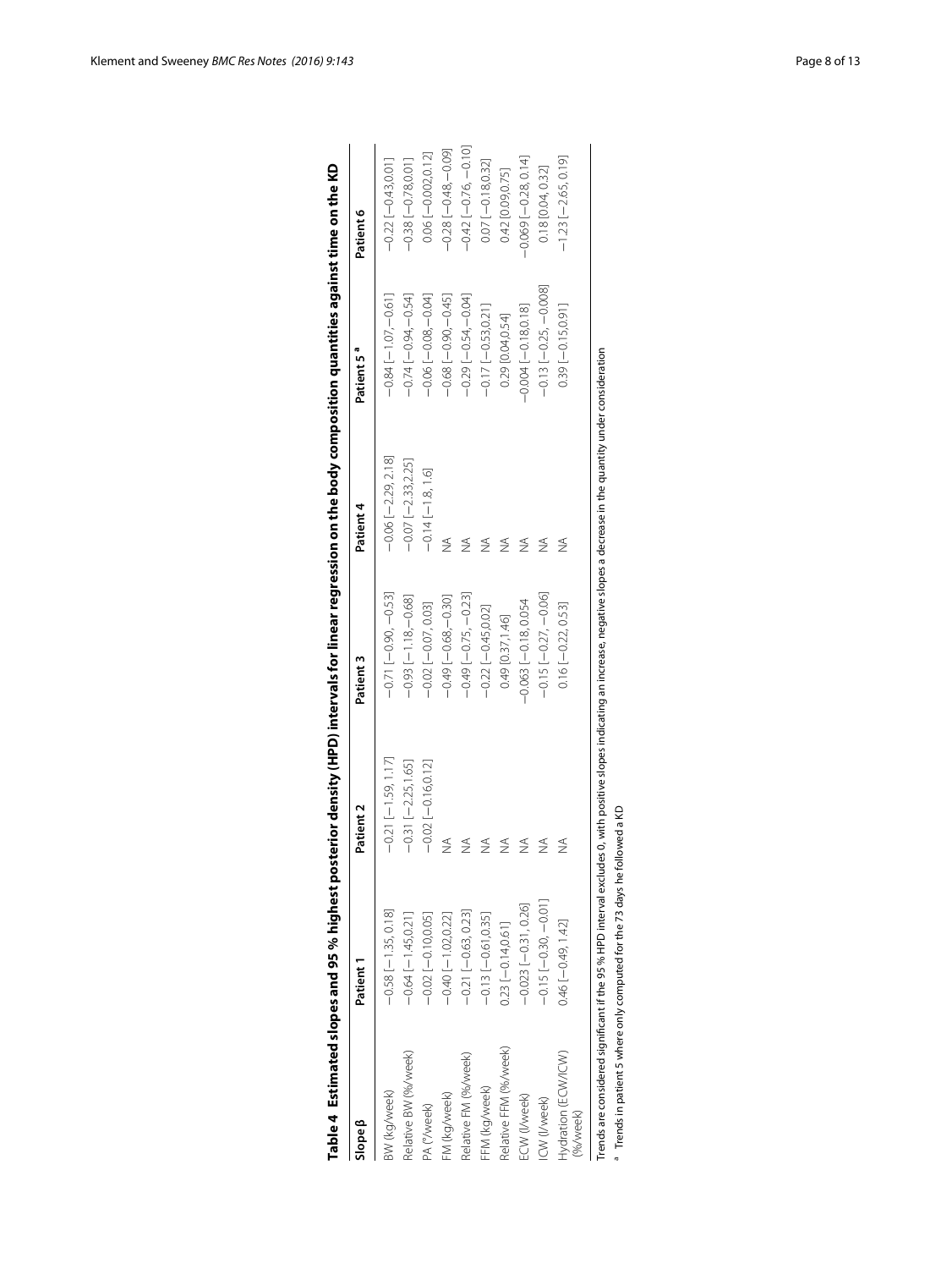**Table 4 Estimated slopes and 95 % highest posterior density (HPD) intervals for linear regression on the body composition quantities against time on the KD**

| Slope β | Patient 1 | Patient 2 | Patient 3 | Patient 4 | Patient 5 [a] | Patient 6 |
|---|---|---|---|---|---|---|
| BW (kg/week) | −0.58 [−1.35, 0.18] | −0.21 [−1.59, 1.17] | −0.71 [−0.90, −0.53] | −0.06 [−2.29, 2.18] | −0.84 [−1.07, −0.61] | −0.22 [−0.43,0.01] |
| Relative BW (%/week) | −0.64 [−1.45,0.21] | −0.31 [−2.25,1.65] | −0.93 [−1.18, −0.68] | −0.07 [−2.33,2.25] | −0.74 [−0.94, −0.54] | −0.38 [−0.78,0.01] |
| PA (°/week) | −0.02 [−0.10,0.05] | −0.02 [−0.16,0.12] | −0.02 [−0.07, 0.03] | −0.14 [−1.8, 1.6] | −0.06 [−0.08, −0.04] | 0.06 [−0.002,0.12] |
| FM (kg/week) | −0.40 [−1.02,0.22] | NA | −0.49 [−0.68, −0.30] | NA | −0.68 [−0.90, −0.45] | −0.28 [−0.48, −0.09] |
| Relative FM (%/week) | −0.21 [−0.63, 0.23] | NA | −0.49 [−0.75, −0.23] | NA | −0.29 [−0.54, −0.04] | −0.42 [−0.76, −0.10] |
| FFM (kg/week) | −0.13 [−0.61,0.35] | NA | −0.22 [−0.45,0.02] | NA | −0.17 [−0.53,0.21] | 0.07 [−0.18,0.32] |
| Relative FFM (%/week) | 0.23 [−0.14,0.61] | NA | 0.49 [0.37,1.46] | NA | 0.29 [0.04,0.54] | 0.42 [0.09,0.75] |
| ECW (l/week) | −0.023 [−0.31, 0.26] | NA | −0.063 [−0.18, 0.054 | NA | −0.004 [−0.18,0.18] | −0.069 [−0.28, 0.14] |
| ICW (l/week) | −0.15 [−0.30, −0.01] | NA | −0.15 [−0.27, −0.06] | NA | −0.13 [−0.25, −0.008] | 0.18 [0.04, 0.32] |
| Hydration (ECW/ICW) (%/week) | 0.46 [−0.49, 1.42] | NA | 0.16 [−0.22, 0.53] | NA | 0.39 [−0.15,0.91] | −1.23 [−2.65, 0.19] |

Trends are considered significant if the 95 % HPD interval excludes 0, with positive slopes indicating an increase, negative slopes a decrease in the quantity under consideration

[a] Trends in patient 5 where only computed for the 73 days he followed a KD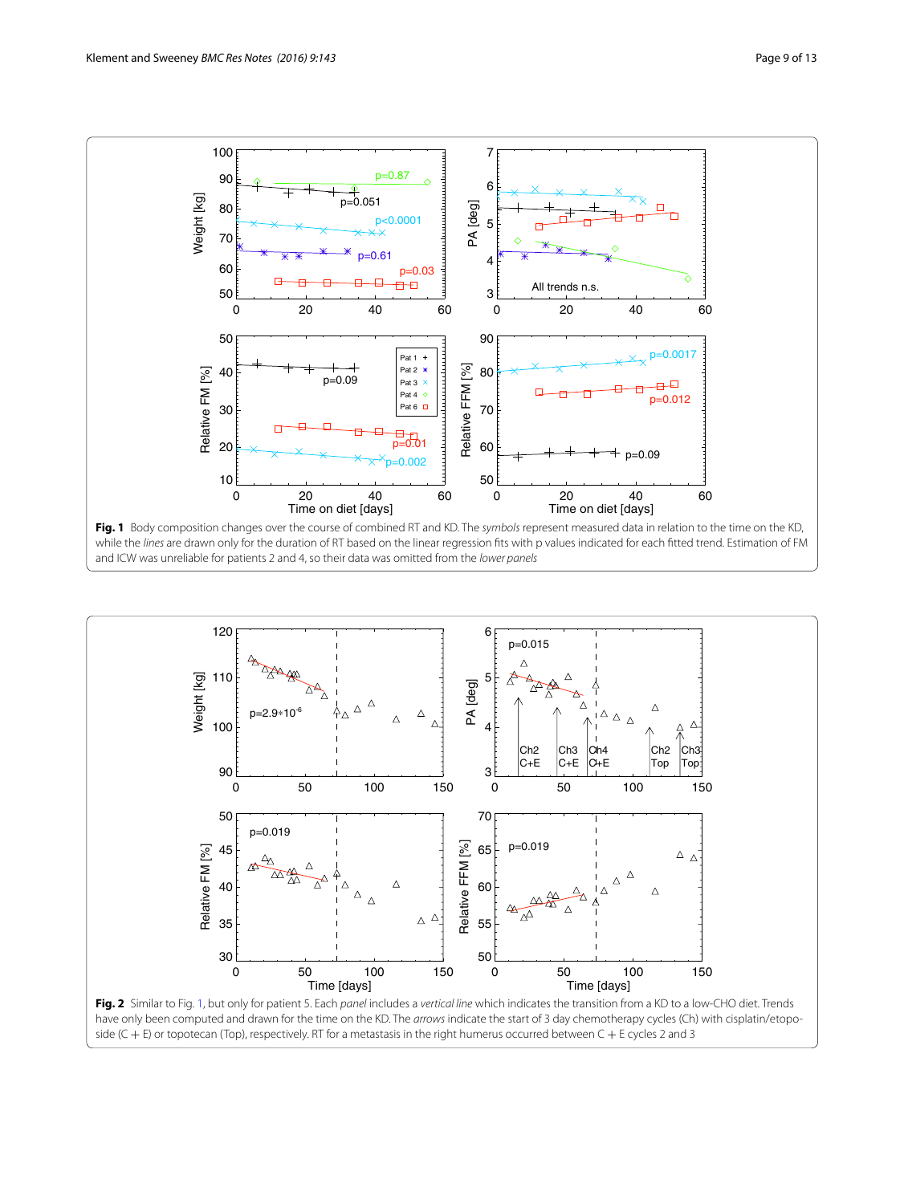**Fig. 1** Body composition changes over the course of combined RT and KD. The *symbols* represent measured data in relation to the time on the KD, while the *lines* are drawn only for the duration of RT based on the linear regression fits with p values indicated for each fitted trend. Estimation of FM and ICW was unreliable for patients 2 and 4, so their data was omitted from the *lower panels*

**Fig. 2** Similar to Fig. 1, but only for patient 5. Each *panel* includes a *vertical line* which indicates the transition from a KD to a low-CHO diet. Trends have only been computed and drawn for the time on the KD. The *arrows* indicate the start of 3 day chemotherapy cycles (Ch) with cisplatin/etoposide (C + E) or topotecan (Top), respectively. RT for a metastasis in the right humerus occurred between C + E cycles 2 and 3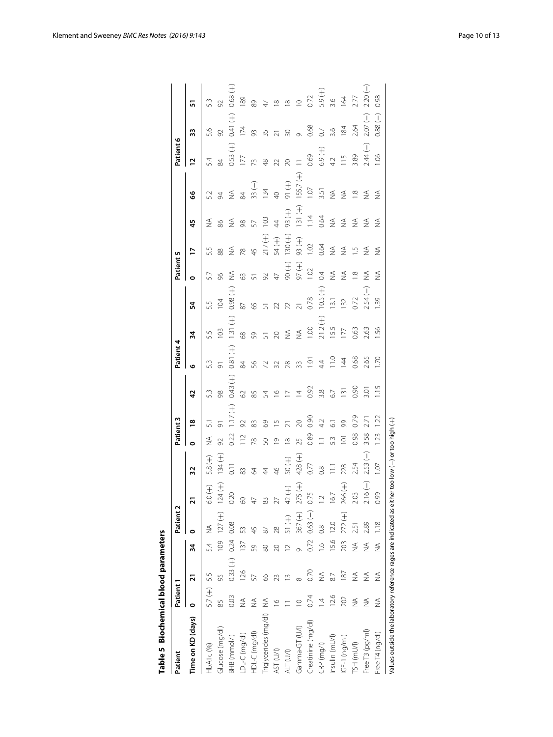**Table 5 Biochemical blood parameters**

| Patient | Patient 1 | | | Patient 2 | | | Patient 3 | | | Patient 4 | | | Patient 5 | | | | Patient 6 | | |
|---|---|---|---|---|---|---|---|---|---|---|---|---|---|---|---|---|---|---|---|
| Time on KD (days) | 0 | 21 | 34 | 0 | 21 | 32 | 0 | 18 | 42 | 6 | 34 | 54 | 0 | 17 | 45 | 66 | 12 | 33 | 51 |
| HbA1c (%) | 5.7 (+) | 5.5 | 5.4 | NA | 6.0 (+) | 5.8 (+) | NA | 5.1 | 5.3 | 5.3 | 5.5 | 5.5 | 5.7 | 5.5 | NA | 5.2 | 5.4 | 5.6 | 5.3 |
| Glucose (mg/dl) | 85 | 95 | 109 | 127 (+) | 124 (+) | 134 (+) | 92 | 91 | 98 | 91 | 103 | 104 | 96 | 88 | 86 | 94 | 84 | 92 | 92 |
| BHB (mmol/l) | 0.03 | 0.33 (+) | 0.24 | 0.08 | 0.20 | 0.11 | 0.22 | 1.17 (+) | 0.43 (+) | 0.81 (+) | 1.31 (+) | 0.98 (+) | NA | NA | NA | NA | 0.53 (+) | 0.41 (+) | 0.68 (+) |
| LDL-C (mg/dl) | NA | 126 | 137 | 53 | 60 | 83 | 112 | 92 | 62 | 84 | 68 | 87 | 63 | 78 | 98 | 84 | 177 | 174 | 189 |
| HDL-C (mg/dl) | NA | 57 | 59 | 45 | 47 | 64 | 78 | 83 | 85 | 56 | 59 | 65 | 51 | 45 | 57 | 33 (−) | 73 | 93 | 89 |
| Triglycerides (mg/dl) | NA | 66 | 80 | 87 | 83 | 44 | 50 | 69 | 54 | 72 | 51 | 51 | 92 | 217 (+) | 103 | 134 | 48 | 35 | 47 |
| AST (U/l) | 16 | 23 | 20 | 28 | 27 | 46 | 19 | 15 | 16 | 32 | 20 | 22 | 47 | 54 (+) | 44 | 40 | 22 | 21 | 18 |
| ALT (U/l) | 11 | 13 | 12 | 51 (+) | 42 (+) | 50 (+) | 18 | 21 | 17 | 28 | NA | 22 | 90 (+) | 130 (+) | 93 (+) | 91 (+) | 20 | 30 | 18 |
| Gamma-GT (U/l) | 10 | 8 | 9 | 367 (+) | 275 (+) | 428 (+) | 25 | 20 | 14 | 33 | NA | 21 | 97 (+) | 93 (+) | 131 (+) | 155.7 (+) | 11 | 9 | 10 |
| Creatinine (mg/dl) | 0.74 | 0.70 | 0.72 | 0.63 (−) | 0.75 | 0.77 | 0.89 | 0.90 | 0.92 | 1.01 | 1.00 | 0.78 | 1.02 | 1.02 | 1.14 | 1.07 | 0.69 | 0.68 | 0.72 |
| CRP (mg/l) | 1.4 | NA | 1.6 | 0.8 | 1.2 | 0.8 | 1.1 | 4.2 | 3.8 | 4.4 | 21.2 (+) | 10.5 (+) | 0.4 | 0.64 | 0.64 | 3.51 | 6.9 (+) | 0.7 | 5.9 (+) |
| Insulin (mU/l) | 12.6 | 8.7 | 15.6 | 12.0 | 16.7 | 11.1 | 5.3 | 6.1 | 6.7 | 11.0 | 15.5 | 13.1 | NA | NA | NA | NA | 4.2 | 3.6 | 3.6 |
| IGF-1 (ng/ml) | 202 | 187 | 203 | 272 (+) | 266 (+) | 228 | 101 | 99 | 131 | 144 | 177 | 132 | NA | NA | NA | NA | 115 | 184 | 164 |
| TSH (mU/l) | NA | NA | NA | 2.51 | 2.03 | 2.54 | 0.98 | 0.79 | 0.90 | 0.68 | 0.63 | 0.72 | 1.8 | 1.5 | NA | 1.8 | 3.89 | 2.64 | 2.77 |
| Free T3 (pg/ml) | NA | NA | NA | 2.89 | 2.16 (−) | 2.53 (−) | 3.58 | 2.71 | 3.01 | 2.65 | 2.63 | 2.54 (−) | NA | NA | NA | NA | 2.44 (−) | 2.07 (−) | 2.20 (−) |
| Free T4 (ng/dl) | NA | NA | NA | 1.18 | 0.99 | 1.07 | 1.23 | 1.22 | 1.15 | 1.70 | 1.56 | 1.39 | NA | NA | NA | NA | 1.06 | 0.88 (−) | 0.98 |

Values outside the laboratory reference rages are indicated as either too low (−) or too high (+)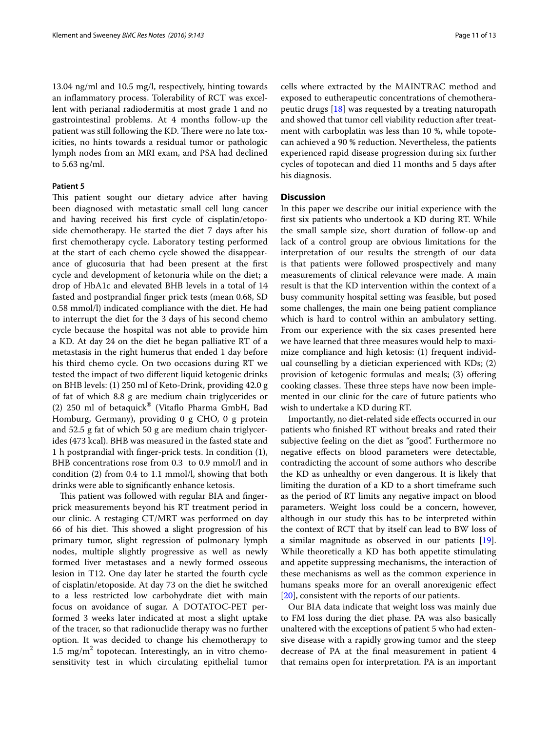13.04 ng/ml and 10.5 mg/l, respectively, hinting towards an inflammatory process. Tolerability of RCT was excellent with perianal radiodermitis at most grade 1 and no gastrointestinal problems. At 4 months follow-up the patient was still following the KD. There were no late toxicities, no hints towards a residual tumor or pathologic lymph nodes from an MRI exam, and PSA had declined to 5.63 ng/ml.

### Patient 5

This patient sought our dietary advice after having been diagnosed with metastatic small cell lung cancer and having received his first cycle of cisplatin/etoposide chemotherapy. He started the diet 7 days after his first chemotherapy cycle. Laboratory testing performed at the start of each chemo cycle showed the disappearance of glucosuria that had been present at the first cycle and development of ketonuria while on the diet; a drop of HbA1c and elevated BHB levels in a total of 14 fasted and postprandial finger prick tests (mean 0.68, SD 0.58 mmol/l) indicated compliance with the diet. He had to interrupt the diet for the 3 days of his second chemo cycle because the hospital was not able to provide him a KD. At day 24 on the diet he began palliative RT of a metastasis in the right humerus that ended 1 day before his third chemo cycle. On two occasions during RT we tested the impact of two different liquid ketogenic drinks on BHB levels: (1) 250 ml of Keto-Drink, providing 42.0 g of fat of which 8.8 g are medium chain triglycerides or (2) 250 ml of betaquick® (Vitaflo Pharma GmbH, Bad Homburg, Germany), providing 0 g CHO, 0 g protein and 52.5 g fat of which 50 g are medium chain triglycerides (473 kcal). BHB was measured in the fasted state and 1 h postprandial with finger-prick tests. In condition (1), BHB concentrations rose from 0.3 to 0.9 mmol/l and in condition (2) from 0.4 to 1.1 mmol/l, showing that both drinks were able to significantly enhance ketosis.

This patient was followed with regular BIA and finger-prick measurements beyond his RT treatment period in our clinic. A restaging CT/MRT was performed on day 66 of his diet. This showed a slight progression of his primary tumor, slight regression of pulmonary lymph nodes, multiple slightly progressive as well as newly formed liver metastases and a newly formed osseous lesion in T12. One day later he started the fourth cycle of cisplatin/etoposide. At day 73 on the diet he switched to a less restricted low carbohydrate diet with main focus on avoidance of sugar. A DOTATOC-PET performed 3 weeks later indicated at most a slight uptake of the tracer, so that radionuclide therapy was no further option. It was decided to change his chemotherapy to 1.5 mg/m$^2$ topotecan. Interestingly, an in vitro chemosensitivity test in which circulating epithelial tumor cells where extracted by the MAINTRAC method and exposed to eutherapeutic concentrations of chemotherapeutic drugs [18] was requested by a treating naturopath and showed that tumor cell viability reduction after treatment with carboplatin was less than 10 %, while topotecan achieved a 90 % reduction. Nevertheless, the patients experienced rapid disease progression during six further cycles of topotecan and died 11 months and 5 days after his diagnosis.

## Discussion

In this paper we describe our initial experience with the first six patients who undertook a KD during RT. While the small sample size, short duration of follow-up and lack of a control group are obvious limitations for the interpretation of our results the strength of our data is that patients were followed prospectively and many measurements of clinical relevance were made. A main result is that the KD intervention within the context of a busy community hospital setting was feasible, but posed some challenges, the main one being patient compliance which is hard to control within an ambulatory setting. From our experience with the six cases presented here we have learned that three measures would help to maximize compliance and high ketosis: (1) frequent individual counselling by a dietician experienced with KDs; (2) provision of ketogenic formulas and meals; (3) offering cooking classes. These three steps have now been implemented in our clinic for the care of future patients who wish to undertake a KD during RT.

Importantly, no diet-related side effects occurred in our patients who finished RT without breaks and rated their subjective feeling on the diet as "good". Furthermore no negative effects on blood parameters were detectable, contradicting the account of some authors who describe the KD as unhealthy or even dangerous. It is likely that limiting the duration of a KD to a short timeframe such as the period of RT limits any negative impact on blood parameters. Weight loss could be a concern, however, although in our study this has to be interpreted within the context of RCT that by itself can lead to BW loss of a similar magnitude as observed in our patients [19]. While theoretically a KD has both appetite stimulating and appetite suppressing mechanisms, the interaction of these mechanisms as well as the common experience in humans speaks more for an overall anorexigenic effect [20], consistent with the reports of our patients.

Our BIA data indicate that weight loss was mainly due to FM loss during the diet phase. PA was also basically unaltered with the exceptions of patient 5 who had extensive disease with a rapidly growing tumor and the steep decrease of PA at the final measurement in patient 4 that remains open for interpretation. PA is an important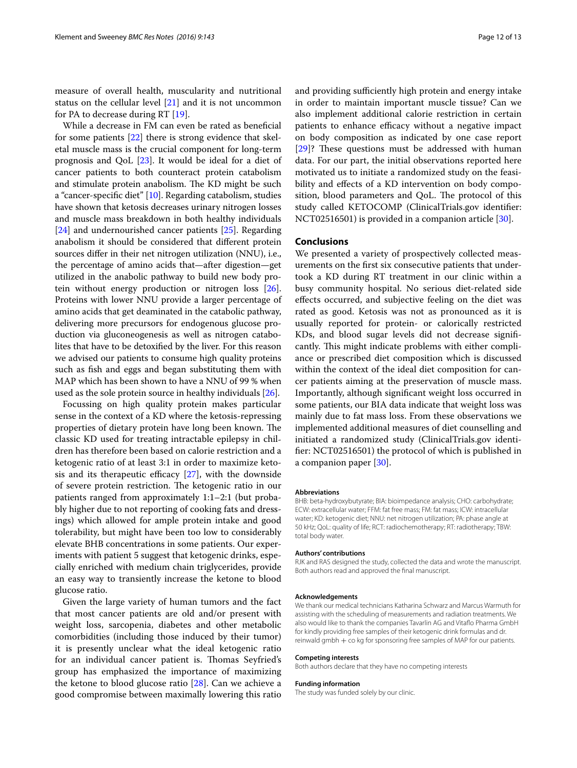measure of overall health, muscularity and nutritional status on the cellular level [21] and it is not uncommon for PA to decrease during RT [19].

While a decrease in FM can even be rated as beneficial for some patients [22] there is strong evidence that skeletal muscle mass is the crucial component for long-term prognosis and QoL [23]. It would be ideal for a diet of cancer patients to both counteract protein catabolism and stimulate protein anabolism. The KD might be such a "cancer-specific diet" [10]. Regarding catabolism, studies have shown that ketosis decreases urinary nitrogen losses and muscle mass breakdown in both healthy individuals [24] and undernourished cancer patients [25]. Regarding anabolism it should be considered that different protein sources differ in their net nitrogen utilization (NNU), i.e., the percentage of amino acids that—after digestion—get utilized in the anabolic pathway to build new body protein without energy production or nitrogen loss [26]. Proteins with lower NNU provide a larger percentage of amino acids that get deaminated in the catabolic pathway, delivering more precursors for endogenous glucose production via gluconeogenesis as well as nitrogen catabolites that have to be detoxified by the liver. For this reason we advised our patients to consume high quality proteins such as fish and eggs and began substituting them with MAP which has been shown to have a NNU of 99 % when used as the sole protein source in healthy individuals [26].

Focussing on high quality protein makes particular sense in the context of a KD where the ketosis-repressing properties of dietary protein have long been known. The classic KD used for treating intractable epilepsy in children has therefore been based on calorie restriction and a ketogenic ratio of at least 3:1 in order to maximize ketosis and its therapeutic efficacy [27], with the downside of severe protein restriction. The ketogenic ratio in our patients ranged from approximately 1:1–2:1 (but probably higher due to not reporting of cooking fats and dressings) which allowed for ample protein intake and good tolerability, but might have been too low to considerably elevate BHB concentrations in some patients. Our experiments with patient 5 suggest that ketogenic drinks, especially enriched with medium chain triglycerides, provide an easy way to transiently increase the ketone to blood glucose ratio.

Given the large variety of human tumors and the fact that most cancer patients are old and/or present with weight loss, sarcopenia, diabetes and other metabolic comorbidities (including those induced by their tumor) it is presently unclear what the ideal ketogenic ratio for an individual cancer patient is. Thomas Seyfried's group has emphasized the importance of maximizing the ketone to blood glucose ratio [28]. Can we achieve a good compromise between maximally lowering this ratio and providing sufficiently high protein and energy intake in order to maintain important muscle tissue? Can we also implement additional calorie restriction in certain patients to enhance efficacy without a negative impact on body composition as indicated by one case report [29]? These questions must be addressed with human data. For our part, the initial observations reported here motivated us to initiate a randomized study on the feasibility and effects of a KD intervention on body composition, blood parameters and QoL. The protocol of this study called KETOCOMP (ClinicalTrials.gov identifier: NCT02516501) is provided in a companion article [30].

## Conclusions

We presented a variety of prospectively collected measurements on the first six consecutive patients that undertook a KD during RT treatment in our clinic within a busy community hospital. No serious diet-related side effects occurred, and subjective feeling on the diet was rated as good. Ketosis was not as pronounced as it is usually reported for protein- or calorically restricted KDs, and blood sugar levels did not decrease significantly. This might indicate problems with either compliance or prescribed diet composition which is discussed within the context of the ideal diet composition for cancer patients aiming at the preservation of muscle mass. Importantly, although significant weight loss occurred in some patients, our BIA data indicate that weight loss was mainly due to fat mass loss. From these observations we implemented additional measures of diet counselling and initiated a randomized study (ClinicalTrials.gov identifier: NCT02516501) the protocol of which is published in a companion paper [30].

#### Abbreviations

BHB: beta-hydroxybutyrate; BIA: bioimpedance analysis; CHO: carbohydrate; ECW: extracellular water; FFM: fat free mass; FM: fat mass; ICW: intracellular water; KD: ketogenic diet; NNU: net nitrogen utilization; PA: phase angle at 50 kHz; QoL: quality of life; RCT: radiochemotherapy; RT: radiotherapy; TBW: total body water.

#### Authors' contributions

RJK and RAS designed the study, collected the data and wrote the manuscript. Both authors read and approved the final manuscript.

#### Acknowledgements

We thank our medical technicians Katharina Schwarz and Marcus Warmuth for assisting with the scheduling of measurements and radiation treatments. We also would like to thank the companies Tavarlin AG and Vitaflo Pharma GmbH for kindly providing free samples of their ketogenic drink formulas and dr. reinwald gmbh + co kg for sponsoring free samples of MAP for our patients.

#### Competing interests

Both authors declare that they have no competing interests

#### Funding information

The study was funded solely by our clinic.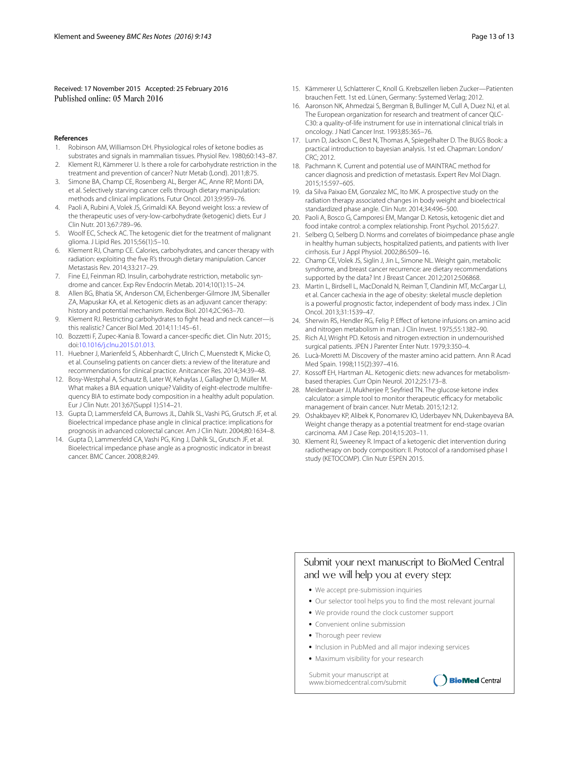Received: 17 November 2015 Accepted: 25 February 2016
Published online: 05 March 2016

## References

1. Robinson AM, Williamson DH. Physiological roles of ketone bodies as substrates and signals in mammalian tissues. Physiol Rev. 1980;60:143–87.
2. Klement RJ, Kämmerer U. Is there a role for carbohydrate restriction in the treatment and prevention of cancer? Nutr Metab (Lond). 2011;8:75.
3. Simone BA, Champ CE, Rosenberg AL, Berger AC, Anne RP, Monti DA, et al. Selectively starving cancer cells through dietary manipulation: methods and clinical implications. Futur Oncol. 2013;9:959–76.
4. Paoli A, Rubini A, Volek JS, Grimaldi KA. Beyond weight loss: a review of the therapeutic uses of very-low-carbohydrate (ketogenic) diets. Eur J Clin Nutr. 2013;67:789–96.
5. Woolf EC, Scheck AC. The ketogenic diet for the treatment of malignant glioma. J Lipid Res. 2015;56(1):5–10.
6. Klement RJ, Champ CE. Calories, carbohydrates, and cancer therapy with radiation: exploiting the five R's through dietary manipulation. Cancer Metastasis Rev. 2014;33:217–29.
7. Fine EJ, Feinman RD. Insulin, carbohydrate restriction, metabolic syndrome and cancer. Exp Rev Endocrin Metab. 2014;10(1):15–24.
8. Allen BG, Bhatia SK, Anderson CM, Eichenberger-Gilmore JM, Sibenaller ZA, Mapuskar KA, et al. Ketogenic diets as an adjuvant cancer therapy: history and potential mechanism. Redox Biol. 2014;2C:963–70.
9. Klement RJ. Restricting carbohydrates to fight head and neck cancer—is this realistic? Cancer Biol Med. 2014;11:145–61.
10. Bozzetti F, Zupec-Kania B. Toward a cancer-specific diet. Clin Nutr. 2015;. doi:10.1016/j.clnu.2015.01.013.
11. Huebner J, Marienfeld S, Abbenhardt C, Ulrich C, Muenstedt K, Micke O, et al. Counseling patients on cancer diets: a review of the literature and recommendations for clinical practice. Anitcancer Res. 2014;34:39–48.
12. Bosy-Westphal A, Schautz B, Later W, Kehaylas J, Gallagher D, Müller M. What makes a BIA equation unique? Validity of eight-electrode multifrequency BIA to estimate body composition in a healthy adult population. Eur J Clin Nutr. 2013;67(Suppl 1):S14–21.
13. Gupta D, Lammersfeld CA, Burrows JL, Dahlk SL, Vashi PG, Grutsch JF, et al. Bioelectrical impedance phase angle in clinical practice: implications for prognosis in advanced colorectal cancer. Am J Clin Nutr. 2004;80:1634–8.
14. Gupta D, Lammersfeld CA, Vashi PG, King J, Dahlk SL, Grutsch JF, et al. Bioelectrical impedance phase angle as a prognostic indicator in breast cancer. BMC Cancer. 2008;8:249.
15. Kämmerer U, Schlatterer C, Knoll G. Krebszellen lieben Zucker—Patienten brauchen Fett. 1st ed. Lünen, Germany: Systemed Verlag; 2012.
16. Aaronson NK, Ahmedzai S, Bergman B, Bullinger M, Cull A, Duez NJ, et al. The European organization for research and treatment of cancer QLC-C30: a quality-of-life instrument for use in international clinical trials in oncology. J Natl Cancer Inst. 1993;85:365–76.
17. Lunn D, Jackson C, Best N, Thomas A, Spiegelhalter D. The BUGS Book: a practical introduction to bayesian analysis. 1st ed. Chapman: London/CRC; 2012.
18. Pachmann K. Current and potential use of MAINTRAC method for cancer diagnosis and prediction of metastasis. Expert Rev Mol Diagn. 2015;15:597–605.
19. da Silva Paixao EM, Gonzalez MC, Ito MK. A prospective study on the radiation therapy associated changes in body weight and bioelectrical standardized phase angle. Clin Nutr. 2014;34:496–500.
20. Paoli A, Bosco G, Camporesi EM, Mangar D. Ketosis, ketogenic diet and food intake control: a complex relationship. Front Psychol. 2015;6:27.
21. Selberg O, Selberg D. Norms and correlates of bioimpedance phase angle in healthy human subjects, hospitalized patients, and patients with liver cirrhosis. Eur J Appl Physiol. 2002;86:509–16.
22. Champ CE, Volek JS, Siglin J, Jin L, Simone NL. Weight gain, metabolic syndrome, and breast cancer recurrence: are dietary recommendations supported by the data? Int J Breast Cancer. 2012;2012:506868.
23. Martin L, Birdsell L, MacDonald N, Reiman T, Clandinin MT, McCargar LJ, et al. Cancer cachexia in the age of obesity: skeletal muscle depletion is a powerful prognostic factor, independent of body mass index. J Clin Oncol. 2013;31:1539–47.
24. Sherwin RS, Hendler RG, Felig P. Effect of ketone infusions on amino acid and nitrogen metabolism in man. J Clin Invest. 1975;55:1382–90.
25. Rich AJ, Wright PD. Ketosis and nitrogen extrection in undernourished surgical patients. JPEN J Parenter Enter Nutr. 1979;3:350–4.
26. Lucà-Moretti M. Discovery of the master amino acid pattern. Ann R Acad Med Spain. 1998;115(2):397–416.
27. Kossoff EH, Hartman AL. Ketogenic diets: new advances for metabolism-based therapies. Curr Opin Neurol. 2012;25:173–8.
28. Meidenbauer JJ, Mukherjee P, Seyfried TN. The glucose ketone index calculator: a simple tool to monitor therapeutic efficacy for metabolic management of brain cancer. Nutr Metab. 2015;12:12.
29. Oshakbayev KP, Alibek K, Ponomarev IO, Uderbayev NN, Dukenbayeva BA. Weight change therapy as a potential treatment for end-stage ovarian carcinoma. AM J Case Rep. 2014;15:203–11.
30. Klement RJ, Sweeney R. Impact of a ketogenic diet intervention during radiotherapy on body composition: II. Protocol of a randomised phase I study (KETOCOMP). Clin Nutr ESPEN 2015.

Submit your next manuscript to BioMed Central and we will help you at every step:

- We accept pre-submission inquiries
- Our selector tool helps you to find the most relevant journal
- We provide round the clock customer support
- Convenient online submission
- Thorough peer review
- Inclusion in PubMed and all major indexing services
- Maximum visibility for your research

Submit your manuscript at www.biomedcentral.com/submit

BioMed Central